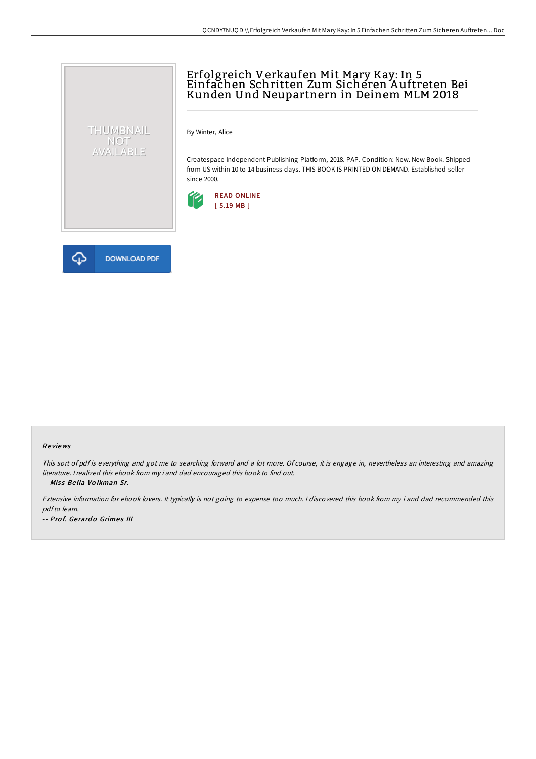# Erfolgreich Verkaufen Mit Mary Kay: In 5 Einfachen Schritten Zum Sicheren Auftreten Bei Kunden Und Neupartnern in Deinem MLM 2018

By Winter, Alice

Createspace Independent Publishing Platform, 2018. PAP. Condition: New. New Book. Shipped from US within 10 to 14 business days. THIS BOOK IS PRINTED ON DEMAND. Established seller since 2000.

READ ONLINE
[ 5.19 MB ]

DOWNLOAD PDF

### Reviews

*This sort of pdf is everything and got me to searching forward and a lot more. Of course, it is engage in, nevertheless an interesting and amazing literature. I realized this ebook from my i and dad encouraged this book to find out.*

-- ***Miss Bella Volkman Sr.***

*Extensive information for ebook lovers. It typically is not going to expense too much. I discovered this book from my i and dad recommended this pdf to learn.*

-- ***Prof. Gerardo Grimes III***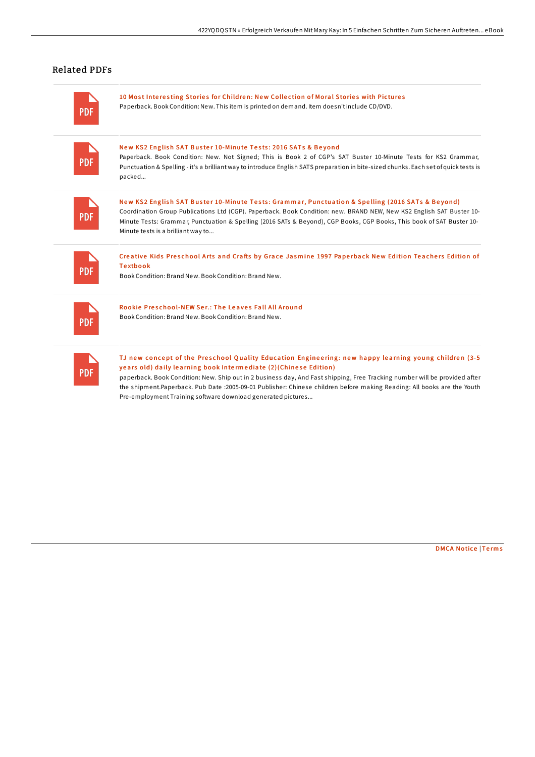## Related PDFs

PDF

**10 Most Interesting Stories for Children: New Collection of Moral Stories with Pictures**
Paperback. Book Condition: New. This item is printed on demand. Item doesn't include CD/DVD.

PDF

**New KS2 English SAT Buster 10-Minute Tests: 2016 SATs & Beyond**
Paperback. Book Condition: New. Not Signed; This is Book 2 of CGP's SAT Buster 10-Minute Tests for KS2 Grammar, Punctuation & Spelling - it's a brilliant way to introduce English SATS preparation in bite-sized chunks. Each set of quick tests is packed...

PDF

**New KS2 English SAT Buster 10-Minute Tests: Grammar, Punctuation & Spelling (2016 SATs & Beyond)**
Coordination Group Publications Ltd (CGP). Paperback. Book Condition: new. BRAND NEW, New KS2 English SAT Buster 10-Minute Tests: Grammar, Punctuation & Spelling (2016 SATs & Beyond), CGP Books, CGP Books, This book of SAT Buster 10-Minute tests is a brilliant way to...

PDF

**Creative Kids Preschool Arts and Crafts by Grace Jasmine 1997 Paperback New Edition Teachers Edition of Textbook**
Book Condition: Brand New. Book Condition: Brand New.

PDF

**Rookie Preschool-NEW Ser.: The Leaves Fall All Around**
Book Condition: Brand New. Book Condition: Brand New.

PDF

**TJ new concept of the Preschool Quality Education Engineering: new happy learning young children (3-5 years old) daily learning book Intermediate (2)(Chinese Edition)**
paperback. Book Condition: New. Ship out in 2 business day, And Fast shipping, Free Tracking number will be provided after the shipment.Paperback. Pub Date :2005-09-01 Publisher: Chinese children before making Reading: All books are the Youth Pre-employment Training software download generated pictures...

DMCA Notice | Terms